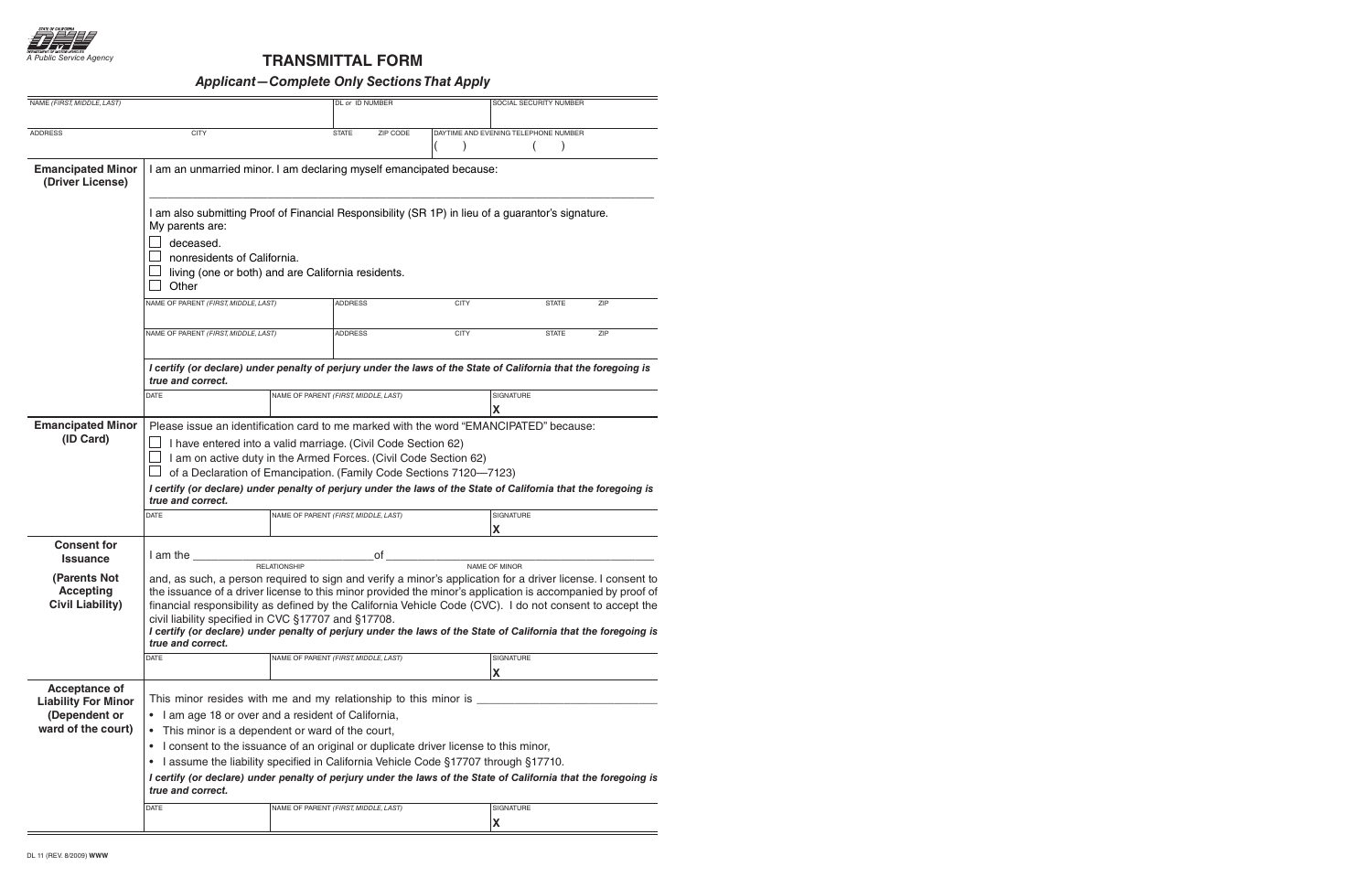STATE OF CALIFORNIA
DEPARTMENT OF MOTOR VEHICLES
*A Public Service Agency*

# TRANSMITTAL FORM

## *Applicant—Complete Only Sections That Apply*

| NAME *(FIRST, MIDDLE, LAST)* | | DL *or* ID NUMBER | | SOCIAL SECURITY NUMBER |
|---|---|---|---|---|
| | | | | |

| ADDRESS | CITY | STATE | ZIP CODE | DAYTIME AND EVENING TELEPHONE NUMBER |
|---|---|---|---|---|
| | | | | ( ) ( ) |

### Emancipated Minor (Driver License)

I am an unmarried minor. I am declaring myself emancipated because:

\_\_\_\_\_\_\_\_\_\_\_\_\_\_\_\_\_\_\_\_\_\_\_\_\_\_\_\_\_\_\_\_\_\_\_\_\_\_\_\_\_\_\_\_\_\_\_\_\_\_\_\_\_\_\_\_\_\_\_\_

I am also submitting Proof of Financial Responsibility (SR 1P) in lieu of a guarantor's signature.

My parents are:

- ☐ deceased.
- ☐ nonresidents of California.
- ☐ living (one or both) and are California residents.
- ☐ Other

| NAME OF PARENT *(FIRST, MIDDLE, LAST)* | ADDRESS | CITY | STATE | ZIP |
|---|---|---|---|---|
| | | | | |

| NAME OF PARENT *(FIRST, MIDDLE, LAST)* | ADDRESS | CITY | STATE | ZIP |
|---|---|---|---|---|
| | | | | |

***I certify (or declare) under penalty of perjury under the laws of the State of California that the foregoing is true and correct.***

| DATE | NAME OF PARENT *(FIRST, MIDDLE, LAST)* | SIGNATURE |
|---|---|---|
| | | **X** |

### Emancipated Minor (ID Card)

Please issue an identification card to me marked with the word "EMANCIPATED" because:

- ☐ I have entered into a valid marriage. (Civil Code Section 62)
- ☐ I am on active duty in the Armed Forces. (Civil Code Section 62)
- ☐ of a Declaration of Emancipation. (Family Code Sections 7120—7123)

***I certify (or declare) under penalty of perjury under the laws of the State of California that the foregoing is true and correct.***

| DATE | NAME OF PARENT *(FIRST, MIDDLE, LAST)* | SIGNATURE |
|---|---|---|
| | | **X** |

### Consent for Issuance (Parents Not Accepting Civil Liability)

I am the \_\_\_\_\_\_\_\_\_\_\_\_\_\_\_\_\_\_\_\_\_\_\_\_ of \_\_\_\_\_\_\_\_\_\_\_\_\_\_\_\_\_\_\_\_\_\_\_\_\_\_\_\_\_\_
RELATIONSHIP NAME OF MINOR

and, as such, a person required to sign and verify a minor's application for a driver license. I consent to the issuance of a driver license to this minor provided the minor's application is accompanied by proof of financial responsibility as defined by the California Vehicle Code (CVC). I do not consent to accept the civil liability specified in CVC §17707 and §17708.

***I certify (or declare) under penalty of perjury under the laws of the State of California that the foregoing is true and correct.***

| DATE | NAME OF PARENT *(FIRST, MIDDLE, LAST)* | SIGNATURE |
|---|---|---|
| | | **X** |

### Acceptance of Liability For Minor (Dependent or ward of the court)

This minor resides with me and my relationship to this minor is \_\_\_\_\_\_\_\_\_\_\_\_\_\_\_\_\_\_\_\_\_\_\_\_

- I am age 18 or over and a resident of California,
- This minor is a dependent or ward of the court,
- I consent to the issuance of an original or duplicate driver license to this minor,
- I assume the liability specified in California Vehicle Code §17707 through §17710.

***I certify (or declare) under penalty of perjury under the laws of the State of California that the foregoing is true and correct.***

| DATE | NAME OF PARENT *(FIRST, MIDDLE, LAST)* | SIGNATURE |
|---|---|---|
| | | **X** |

DL 11 (REV. 8/2009) **WWW**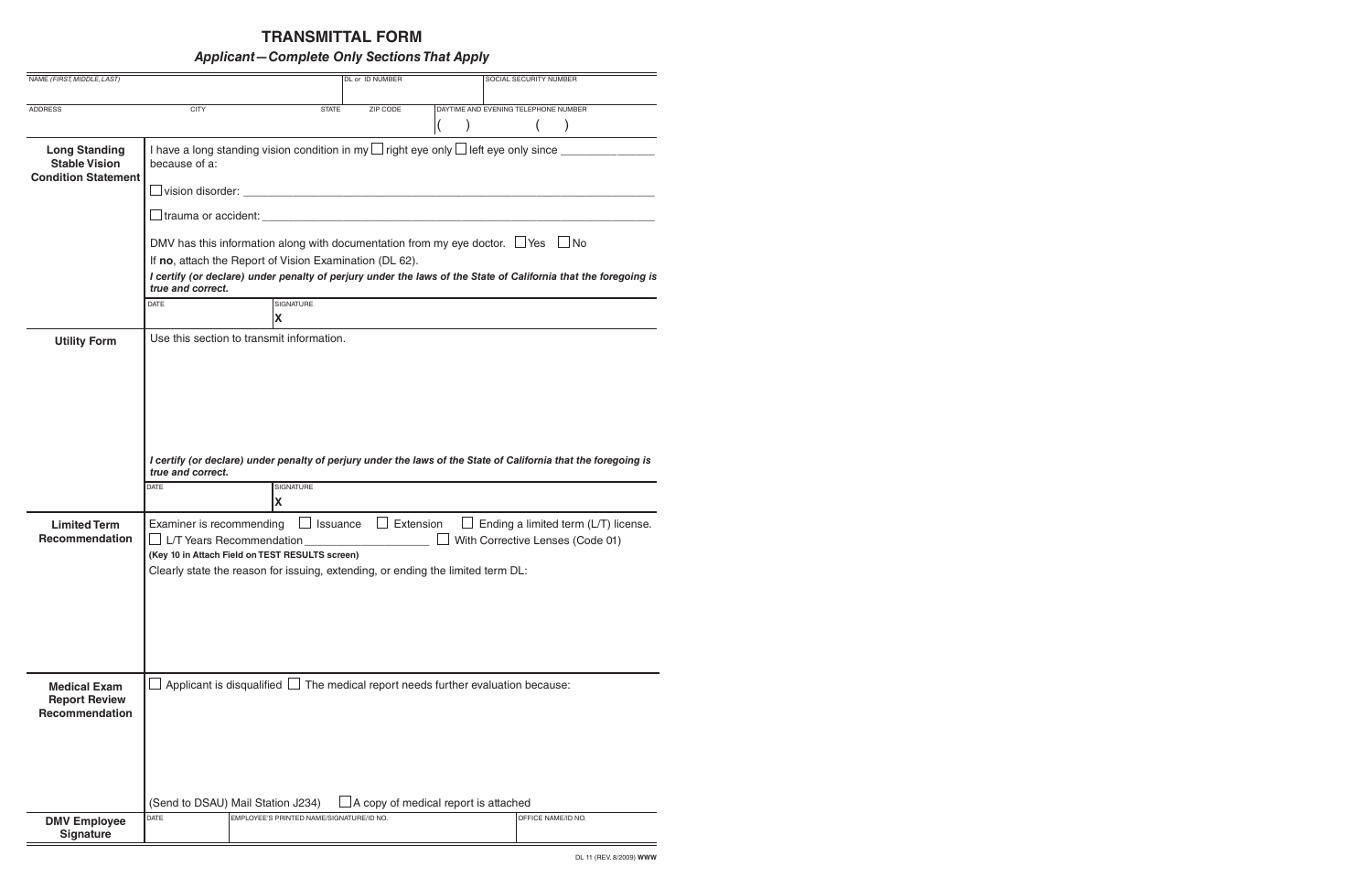# TRANSMITTAL FORM

***Applicant—Complete Only Sections That Apply***

| NAME *(FIRST, MIDDLE, LAST)* | | | DL *or* ID NUMBER | | SOCIAL SECURITY NUMBER |
|---|---|---|---|---|---|
| ADDRESS | CITY | STATE | ZIP CODE | DAYTIME AND EVENING TELEPHONE NUMBER ( ) ( ) | |

## Long Standing Stable Vision Condition Statement

I have a long standing vision condition in my ☐ right eye only ☐ left eye only since _______________ because of a:

☐ vision disorder: ___________________________________________________________________

☐ trauma or accident: ________________________________________________________________

DMV has this information along with documentation from my eye doctor. ☐ Yes ☐ No

If **no**, attach the Report of Vision Examination (DL 62).

***I certify (or declare) under penalty of perjury under the laws of the State of California that the foregoing is true and correct.***

| DATE | SIGNATURE |
|---|---|
| | **X** |

## Utility Form

Use this section to transmit information.

***I certify (or declare) under penalty of perjury under the laws of the State of California that the foregoing is true and correct.***

| DATE | SIGNATURE |
|---|---|
| | **X** |

## Limited Term Recommendation

Examiner is recommending ☐ Issuance ☐ Extension ☐ Ending a limited term (L/T) license.

☐ L/T Years Recommendation ____________________ ☐ With Corrective Lenses (Code 01)

**(Key 10 in Attach Field on TEST RESULTS screen)**

Clearly state the reason for issuing, extending, or ending the limited term DL:

## Medical Exam Report Review Recommendation

☐ Applicant is disqualified ☐ The medical report needs further evaluation because:

(Send to DSAU) Mail Station J234) ☐ A copy of medical report is attached

## DMV Employee Signature

| DATE | EMPLOYEE'S PRINTED NAME/SIGNATURE/ID NO. | OFFICE NAME/ID NO. |
|---|---|---|
| | | |

DL 11 (REV. 8/2009) **WWW**